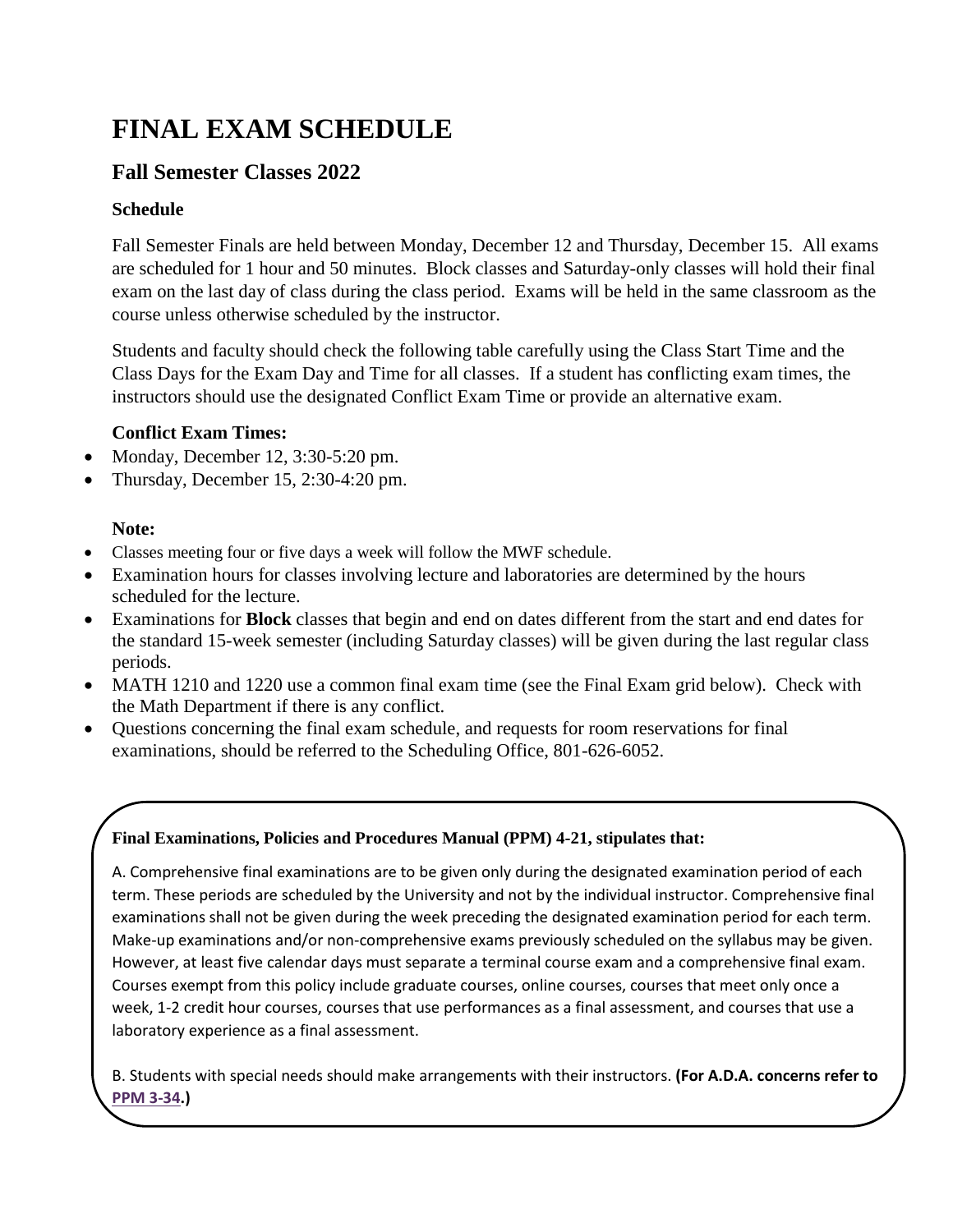# FINAL EXAM SCHEDULE

## Fall Semester Classes 2022

### Schedule

Fall Semester Finals are held between Monday, December 12 and Thursday, December 15. All exams are scheduled for 1 hour and 50 minutes. Block classes and Saturday-only classes will hold their final exam on the last day of class during the class period. Exams will be held in the same classroom as the course unless otherwise scheduled by the instructor.

Students and faculty should check the following table carefully using the Class Start Time and the Class Days for the Exam Day and Time for all classes. If a student has conflicting exam times, the instructors should use the designated Conflict Exam Time or provide an alternative exam.

**Conflict Exam Times:**

- Monday, December 12, 3:30-5:20 pm.
- Thursday, December 15, 2:30-4:20 pm.

**Note:**

- Classes meeting four or five days a week will follow the MWF schedule.
- Examination hours for classes involving lecture and laboratories are determined by the hours scheduled for the lecture.
- Examinations for **Block** classes that begin and end on dates different from the start and end dates for the standard 15-week semester (including Saturday classes) will be given during the last regular class periods.
- MATH 1210 and 1220 use a common final exam time (see the Final Exam grid below). Check with the Math Department if there is any conflict.
- Questions concerning the final exam schedule, and requests for room reservations for final examinations, should be referred to the Scheduling Office, 801-626-6052.

**Final Examinations, Policies and Procedures Manual (PPM) 4-21, stipulates that:**

A. Comprehensive final examinations are to be given only during the designated examination period of each term. These periods are scheduled by the University and not by the individual instructor. Comprehensive final examinations shall not be given during the week preceding the designated examination period for each term. Make-up examinations and/or non-comprehensive exams previously scheduled on the syllabus may be given. However, at least five calendar days must separate a terminal course exam and a comprehensive final exam. Courses exempt from this policy include graduate courses, online courses, courses that meet only once a week, 1-2 credit hour courses, courses that use performances as a final assessment, and courses that use a laboratory experience as a final assessment.

B. Students with special needs should make arrangements with their instructors. **(For A.D.A. concerns refer to PPM 3-34.)**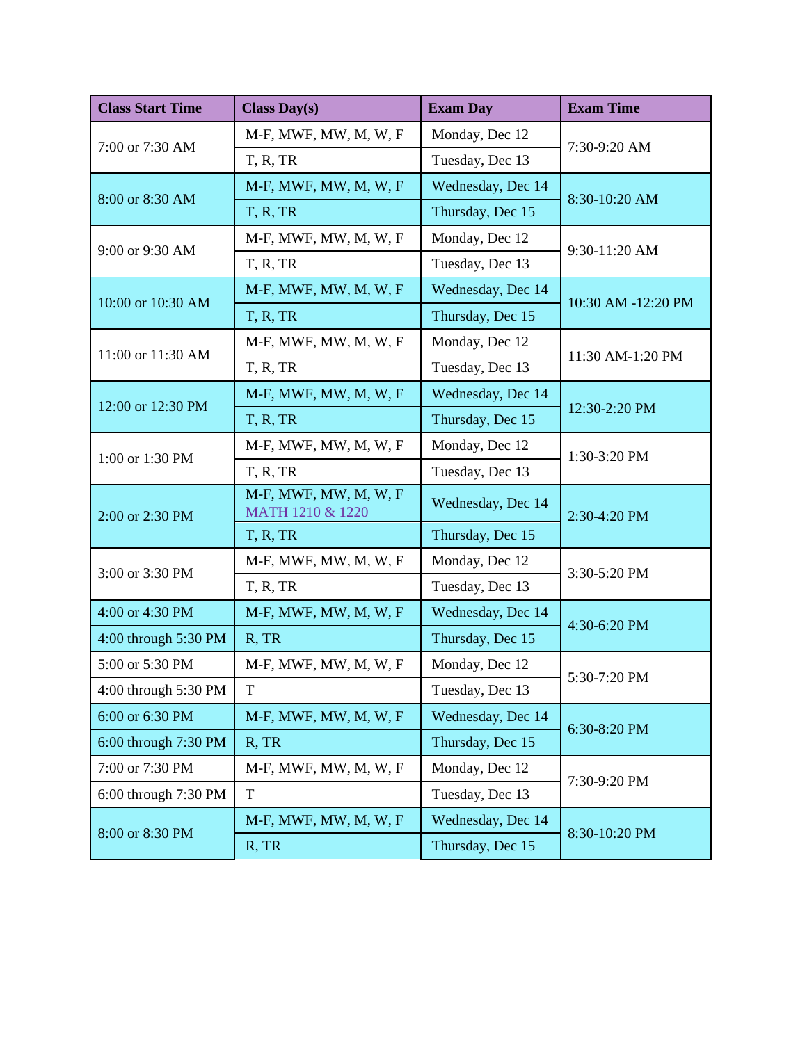| Class Start Time | Class Day(s) | Exam Day | Exam Time |
|---|---|---|---|
| 7:00 or 7:30 AM | M-F, MWF, MW, M, W, F | Monday, Dec 12 | 7:30-9:20 AM |
| | T, R, TR | Tuesday, Dec 13 | |
| 8:00 or 8:30 AM | M-F, MWF, MW, M, W, F | Wednesday, Dec 14 | 8:30-10:20 AM |
| | T, R, TR | Thursday, Dec 15 | |
| 9:00 or 9:30 AM | M-F, MWF, MW, M, W, F | Monday, Dec 12 | 9:30-11:20 AM |
| | T, R, TR | Tuesday, Dec 13 | |
| 10:00 or 10:30 AM | M-F, MWF, MW, M, W, F | Wednesday, Dec 14 | 10:30 AM -12:20 PM |
| | T, R, TR | Thursday, Dec 15 | |
| 11:00 or 11:30 AM | M-F, MWF, MW, M, W, F | Monday, Dec 12 | 11:30 AM-1:20 PM |
| | T, R, TR | Tuesday, Dec 13 | |
| 12:00 or 12:30 PM | M-F, MWF, MW, M, W, F | Wednesday, Dec 14 | 12:30-2:20 PM |
| | T, R, TR | Thursday, Dec 15 | |
| 1:00 or 1:30 PM | M-F, MWF, MW, M, W, F | Monday, Dec 12 | 1:30-3:20 PM |
| | T, R, TR | Tuesday, Dec 13 | |
| 2:00 or 2:30 PM | M-F, MWF, MW, M, W, F MATH 1210 & 1220 | Wednesday, Dec 14 | 2:30-4:20 PM |
| | T, R, TR | Thursday, Dec 15 | |
| 3:00 or 3:30 PM | M-F, MWF, MW, M, W, F | Monday, Dec 12 | 3:30-5:20 PM |
| | T, R, TR | Tuesday, Dec 13 | |
| 4:00 or 4:30 PM | M-F, MWF, MW, M, W, F | Wednesday, Dec 14 | 4:30-6:20 PM |
| 4:00 through 5:30 PM | R, TR | Thursday, Dec 15 | |
| 5:00 or 5:30 PM | M-F, MWF, MW, M, W, F | Monday, Dec 12 | 5:30-7:20 PM |
| 4:00 through 5:30 PM | T | Tuesday, Dec 13 | |
| 6:00 or 6:30 PM | M-F, MWF, MW, M, W, F | Wednesday, Dec 14 | 6:30-8:20 PM |
| 6:00 through 7:30 PM | R, TR | Thursday, Dec 15 | |
| 7:00 or 7:30 PM | M-F, MWF, MW, M, W, F | Monday, Dec 12 | 7:30-9:20 PM |
| 6:00 through 7:30 PM | T | Tuesday, Dec 13 | |
| 8:00 or 8:30 PM | M-F, MWF, MW, M, W, F | Wednesday, Dec 14 | 8:30-10:20 PM |
| | R, TR | Thursday, Dec 15 | |